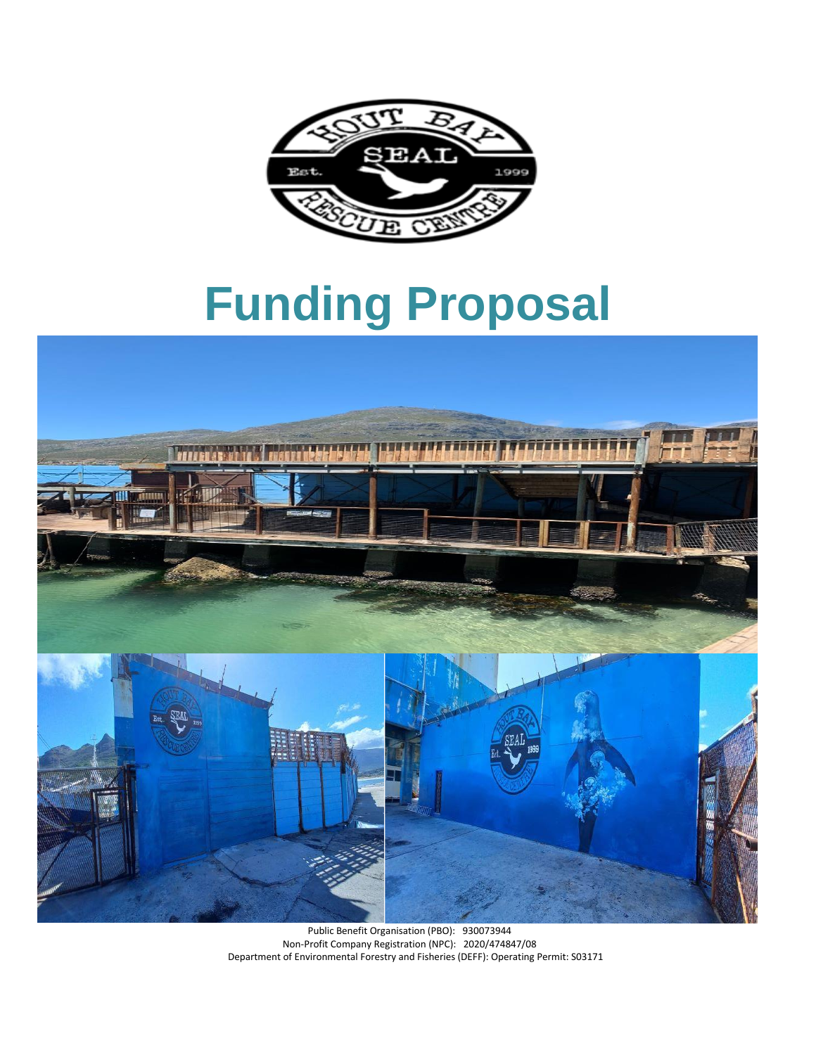# Funding Proposal

Public Benefit Organisation (PBO): 930073944
Non-Profit Company Registration (NPC): 2020/474847/08
Department of Environmental Forestry and Fisheries (DEFF): Operating Permit: S03171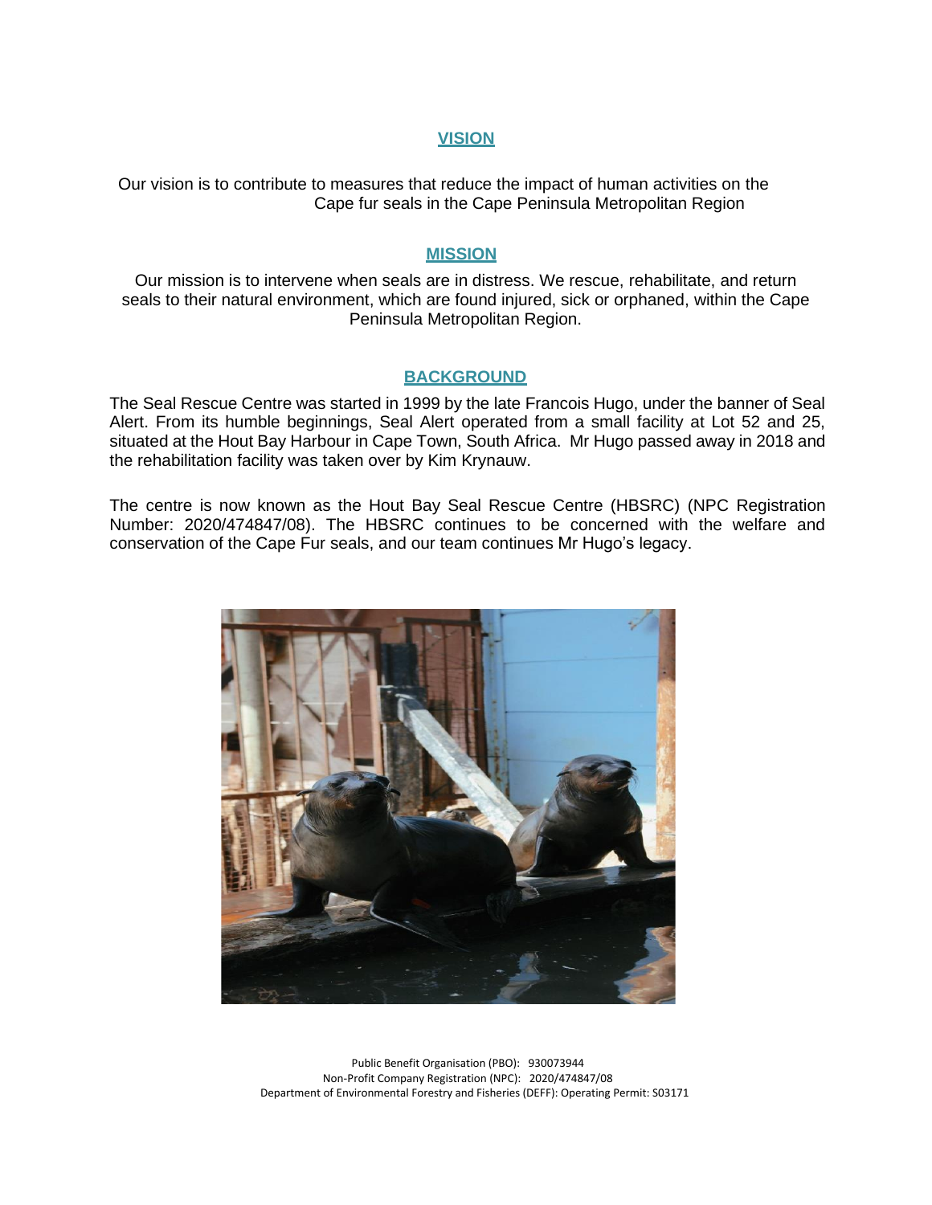## VISION

Our vision is to contribute to measures that reduce the impact of human activities on the Cape fur seals in the Cape Peninsula Metropolitan Region

## MISSION

Our mission is to intervene when seals are in distress. We rescue, rehabilitate, and return seals to their natural environment, which are found injured, sick or orphaned, within the Cape Peninsula Metropolitan Region.

## BACKGROUND

The Seal Rescue Centre was started in 1999 by the late Francois Hugo, under the banner of Seal Alert. From its humble beginnings, Seal Alert operated from a small facility at Lot 52 and 25, situated at the Hout Bay Harbour in Cape Town, South Africa. Mr Hugo passed away in 2018 and the rehabilitation facility was taken over by Kim Krynauw.

The centre is now known as the Hout Bay Seal Rescue Centre (HBSRC) (NPC Registration Number: 2020/474847/08). The HBSRC continues to be concerned with the welfare and conservation of the Cape Fur seals, and our team continues Mr Hugo's legacy.

Public Benefit Organisation (PBO): 930073944
Non-Profit Company Registration (NPC): 2020/474847/08
Department of Environmental Forestry and Fisheries (DEFF): Operating Permit: S03171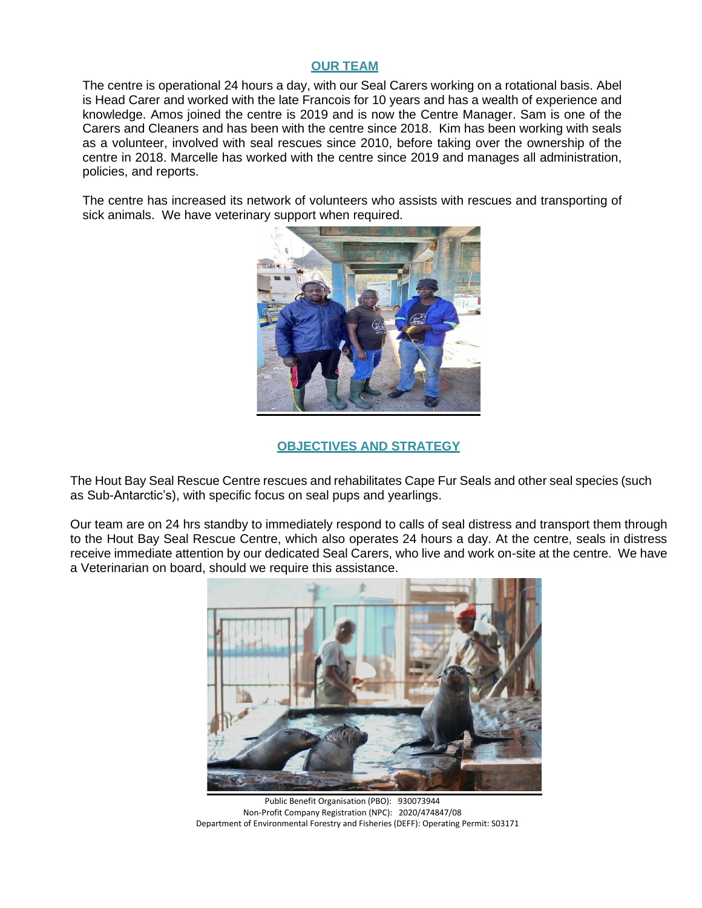## OUR TEAM

The centre is operational 24 hours a day, with our Seal Carers working on a rotational basis. Abel is Head Carer and worked with the late Francois for 10 years and has a wealth of experience and knowledge. Amos joined the centre is 2019 and is now the Centre Manager. Sam is one of the Carers and Cleaners and has been with the centre since 2018. Kim has been working with seals as a volunteer, involved with seal rescues since 2010, before taking over the ownership of the centre in 2018. Marcelle has worked with the centre since 2019 and manages all administration, policies, and reports.

The centre has increased its network of volunteers who assists with rescues and transporting of sick animals. We have veterinary support when required.

## OBJECTIVES AND STRATEGY

The Hout Bay Seal Rescue Centre rescues and rehabilitates Cape Fur Seals and other seal species (such as Sub-Antarctic's), with specific focus on seal pups and yearlings.

Our team are on 24 hrs standby to immediately respond to calls of seal distress and transport them through to the Hout Bay Seal Rescue Centre, which also operates 24 hours a day. At the centre, seals in distress receive immediate attention by our dedicated Seal Carers, who live and work on-site at the centre. We have a Veterinarian on board, should we require this assistance.

Public Benefit Organisation (PBO): 930073944
Non-Profit Company Registration (NPC): 2020/474847/08
Department of Environmental Forestry and Fisheries (DEFF): Operating Permit: S03171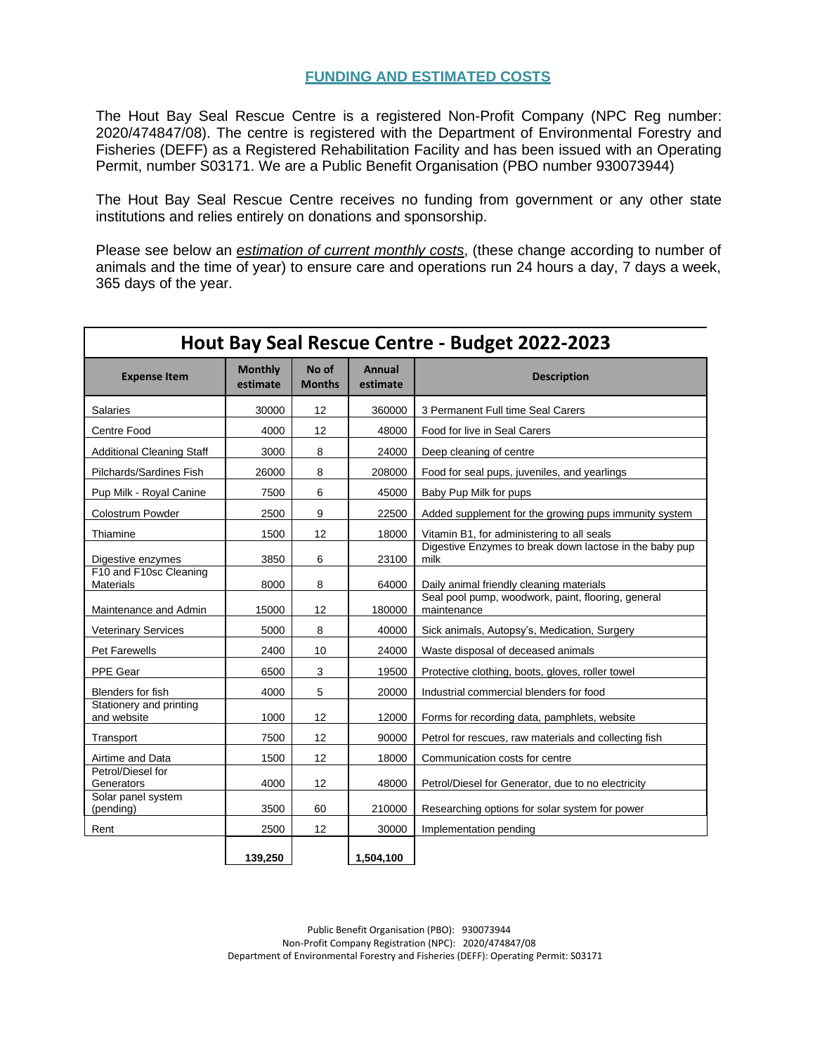## FUNDING AND ESTIMATED COSTS

The Hout Bay Seal Rescue Centre is a registered Non-Profit Company (NPC Reg number: 2020/474847/08). The centre is registered with the Department of Environmental Forestry and Fisheries (DEFF) as a Registered Rehabilitation Facility and has been issued with an Operating Permit, number S03171. We are a Public Benefit Organisation (PBO number 930073944)

The Hout Bay Seal Rescue Centre receives no funding from government or any other state institutions and relies entirely on donations and sponsorship.

Please see below an *estimation of current monthly costs*, (these change according to number of animals and the time of year) to ensure care and operations run 24 hours a day, 7 days a week, 365 days of the year.

**Hout Bay Seal Rescue Centre - Budget 2022-2023**

| Expense Item | Monthly estimate | No of Months | Annual estimate | Description |
|---|---|---|---|---|
| Salaries | 30000 | 12 | 360000 | 3 Permanent Full time Seal Carers |
| Centre Food | 4000 | 12 | 48000 | Food for live in Seal Carers |
| Additional Cleaning Staff | 3000 | 8 | 24000 | Deep cleaning of centre |
| Pilchards/Sardines Fish | 26000 | 8 | 208000 | Food for seal pups, juveniles, and yearlings |
| Pup Milk - Royal Canine | 7500 | 6 | 45000 | Baby Pup Milk for pups |
| Colostrum Powder | 2500 | 9 | 22500 | Added supplement for the growing pups immunity system |
| Thiamine | 1500 | 12 | 18000 | Vitamin B1, for administering to all seals |
| Digestive enzymes | 3850 | 6 | 23100 | Digestive Enzymes to break down lactose in the baby pup milk |
| F10 and F10sc Cleaning Materials | 8000 | 8 | 64000 | Daily animal friendly cleaning materials |
| Maintenance and Admin | 15000 | 12 | 180000 | Seal pool pump, woodwork, paint, flooring, general maintenance |
| Veterinary Services | 5000 | 8 | 40000 | Sick animals, Autopsy's, Medication, Surgery |
| Pet Farewells | 2400 | 10 | 24000 | Waste disposal of deceased animals |
| PPE Gear | 6500 | 3 | 19500 | Protective clothing, boots, gloves, roller towel |
| Blenders for fish | 4000 | 5 | 20000 | Industrial commercial blenders for food |
| Stationery and printing and website | 1000 | 12 | 12000 | Forms for recording data, pamphlets, website |
| Transport | 7500 | 12 | 90000 | Petrol for rescues, raw materials and collecting fish |
| Airtime and Data | 1500 | 12 | 18000 | Communication costs for centre |
| Petrol/Diesel for Generators | 4000 | 12 | 48000 | Petrol/Diesel for Generator, due to no electricity |
| Solar panel system (pending) | 3500 | 60 | 210000 | Researching options for solar system for power |
| Rent | 2500 | 12 | 30000 | Implementation pending |
| | **139,250** | | **1,504,100** | |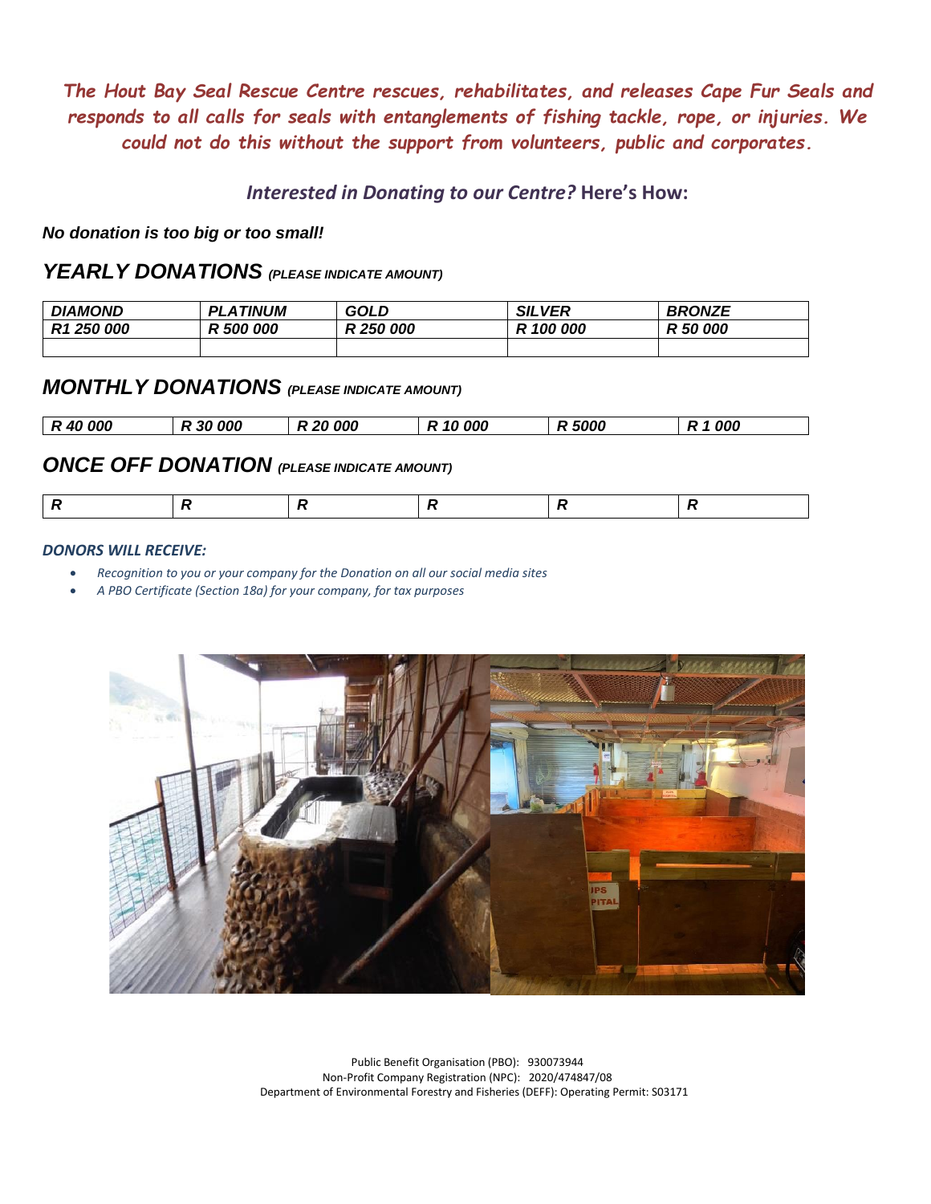*The Hout Bay Seal Rescue Centre rescues, rehabilitates, and releases Cape Fur Seals and responds to all calls for seals with entanglements of fishing tackle, rope, or injuries. We could not do this without the support from volunteers, public and corporates.*

## *Interested in Donating to our Centre?* Here's How:

***No donation is too big or too small!***

## *YEARLY DONATIONS* *(PLEASE INDICATE AMOUNT)*

| *DIAMOND* | *PLATINUM* | *GOLD* | *SILVER* | *BRONZE* |
|---|---|---|---|---|
| *R1 250 000* | *R 500 000* | *R 250 000* | *R 100 000* | *R 50 000* |
| | | | | |

## *MONTHLY DONATIONS* *(PLEASE INDICATE AMOUNT)*

| *R 40 000* | *R 30 000* | *R 20 000* | *R 10 000* | *R 5000* | *R 1 000* |
|---|---|---|---|---|---|

## *ONCE OFF DONATION* *(PLEASE INDICATE AMOUNT)*

| *R* | *R* | *R* | *R* | *R* | *R* |
|---|---|---|---|---|---|

***DONORS WILL RECEIVE:***

- *Recognition to you or your company for the Donation on all our social media sites*
- *A PBO Certificate (Section 18a) for your company, for tax purposes*

Public Benefit Organisation (PBO): 930073944
Non-Profit Company Registration (NPC): 2020/474847/08
Department of Environmental Forestry and Fisheries (DEFF): Operating Permit: S03171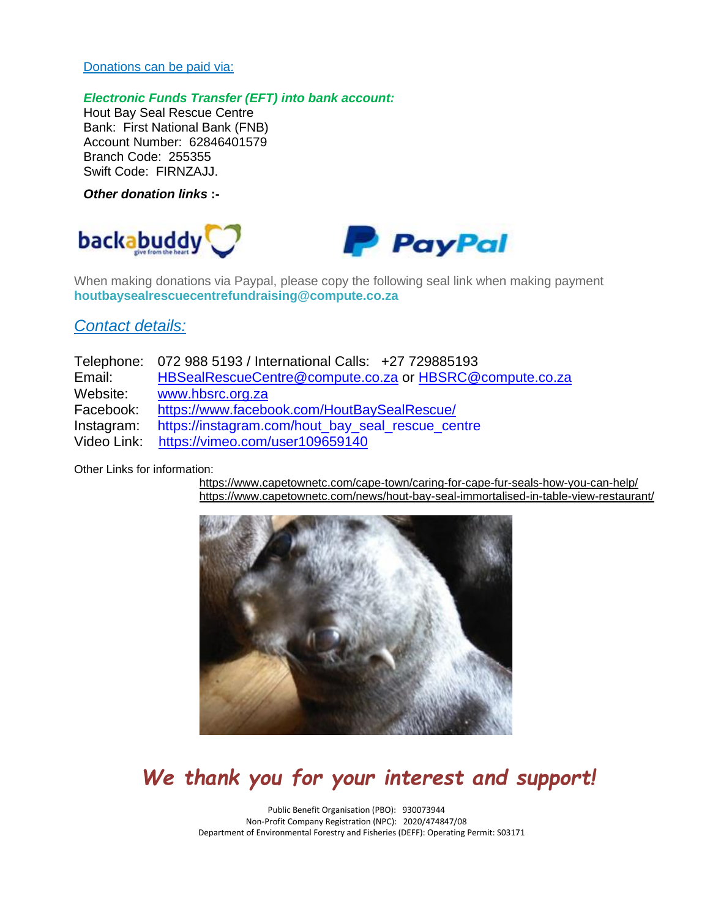Donations can be paid via:

***Electronic Funds Transfer (EFT) into bank account:***

Hout Bay Seal Rescue Centre
Bank: First National Bank (FNB)
Account Number: 62846401579
Branch Code: 255355
Swift Code: FIRNZAJJ.

***Other donation links* :-**

backabuddy give from the heart

PayPal

When making donations via Paypal, please copy the following seal link when making payment **houtbaysealrescuecentrefundraising@compute.co.za**

## *Contact details:*

| | |
|---|---|
| Telephone: | 072 988 5193 / International Calls: +27 729885193 |
| Email: | HBSealRescueCentre@compute.co.za or HBSRC@compute.co.za |
| Website: | www.hbsrc.org.za |
| Facebook: | https://www.facebook.com/HoutBaySealRescue/ |
| Instagram: | https://instagram.com/hout_bay_seal_rescue_centre |
| Video Link: | https://vimeo.com/user109659140 |

Other Links for information:

https://www.capetownetc.com/cape-town/caring-for-cape-fur-seals-how-you-can-help/
https://www.capetownetc.com/news/hout-bay-seal-immortalised-in-table-view-restaurant/

## ***We thank you for your interest and support!***

Public Benefit Organisation (PBO): 930073944
Non-Profit Company Registration (NPC): 2020/474847/08
Department of Environmental Forestry and Fisheries (DEFF): Operating Permit: S03171